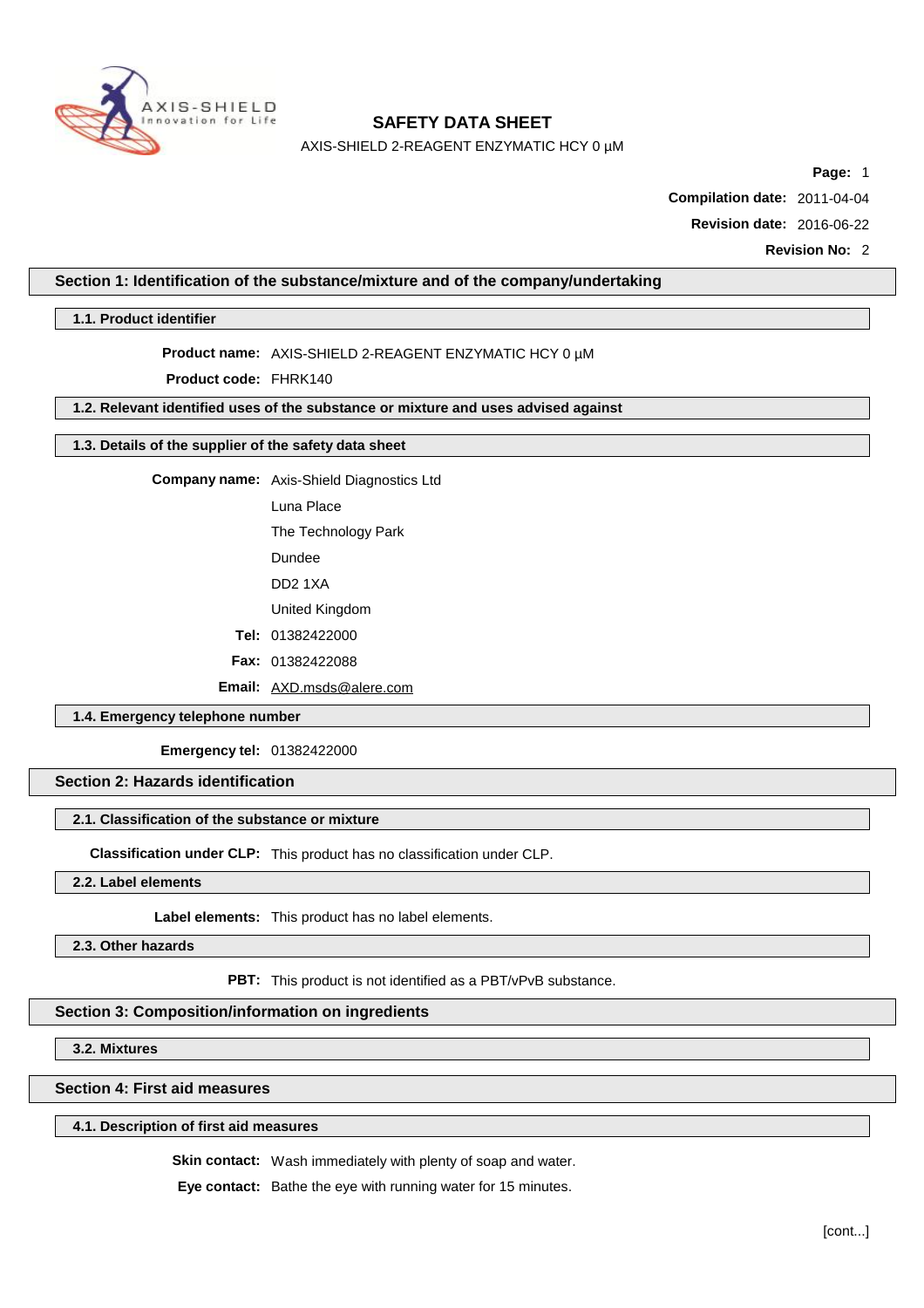# SAFETY DATA SHEET

AXIS-SHIELD 2-REAGENT ENZYMATIC HCY 0 µM

**Page:** 1

**Compilation date:** 2011-04-04

**Revision date:** 2016-06-22

**Revision No:** 2

## Section 1: Identification of the substance/mixture and of the company/undertaking

### 1.1. Product identifier

**Product name:** AXIS-SHIELD 2-REAGENT ENZYMATIC HCY 0 µM

**Product code:** FHRK140

### 1.2. Relevant identified uses of the substance or mixture and uses advised against

### 1.3. Details of the supplier of the safety data sheet

**Company name:** Axis-Shield Diagnostics Ltd

Luna Place

The Technology Park

Dundee

DD2 1XA

United Kingdom

**Tel:** 01382422000

**Fax:** 01382422088

**Email:** AXD.msds@alere.com

### 1.4. Emergency telephone number

**Emergency tel:** 01382422000

## Section 2: Hazards identification

### 2.1. Classification of the substance or mixture

**Classification under CLP:** This product has no classification under CLP.

### 2.2. Label elements

**Label elements:** This product has no label elements.

### 2.3. Other hazards

**PBT:** This product is not identified as a PBT/vPvB substance.

## Section 3: Composition/information on ingredients

### 3.2. Mixtures

## Section 4: First aid measures

### 4.1. Description of first aid measures

**Skin contact:** Wash immediately with plenty of soap and water.

**Eye contact:** Bathe the eye with running water for 15 minutes.

[cont...]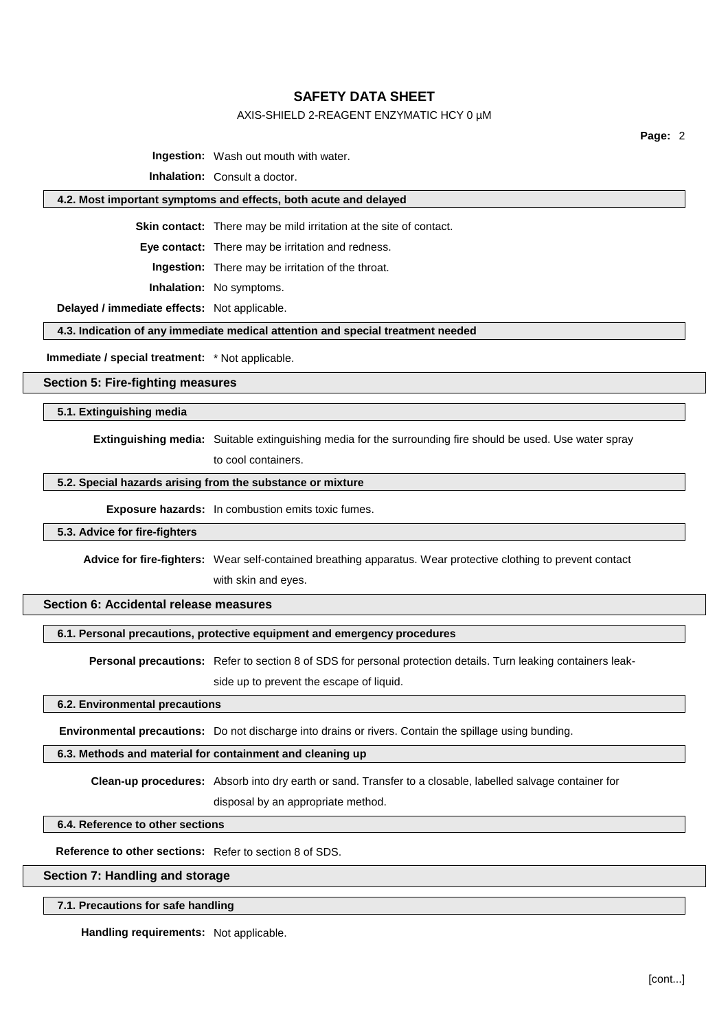**Ingestion:** Wash out mouth with water.

**Inhalation:** Consult a doctor.

### 4.2. Most important symptoms and effects, both acute and delayed

**Skin contact:** There may be mild irritation at the site of contact.

**Eye contact:** There may be irritation and redness.

**Ingestion:** There may be irritation of the throat.

**Inhalation:** No symptoms.

**Delayed / immediate effects:** Not applicable.

### 4.3. Indication of any immediate medical attention and special treatment needed

**Immediate / special treatment:** * Not applicable.

## Section 5: Fire-fighting measures

### 5.1. Extinguishing media

**Extinguishing media:** Suitable extinguishing media for the surrounding fire should be used. Use water spray to cool containers.

### 5.2. Special hazards arising from the substance or mixture

**Exposure hazards:** In combustion emits toxic fumes.

### 5.3. Advice for fire-fighters

**Advice for fire-fighters:** Wear self-contained breathing apparatus. Wear protective clothing to prevent contact with skin and eyes.

## Section 6: Accidental release measures

### 6.1. Personal precautions, protective equipment and emergency procedures

**Personal precautions:** Refer to section 8 of SDS for personal protection details. Turn leaking containers leak-side up to prevent the escape of liquid.

### 6.2. Environmental precautions

**Environmental precautions:** Do not discharge into drains or rivers. Contain the spillage using bunding.

### 6.3. Methods and material for containment and cleaning up

**Clean-up procedures:** Absorb into dry earth or sand. Transfer to a closable, labelled salvage container for disposal by an appropriate method.

### 6.4. Reference to other sections

**Reference to other sections:** Refer to section 8 of SDS.

## Section 7: Handling and storage

### 7.1. Precautions for safe handling

**Handling requirements:** Not applicable.

[cont...]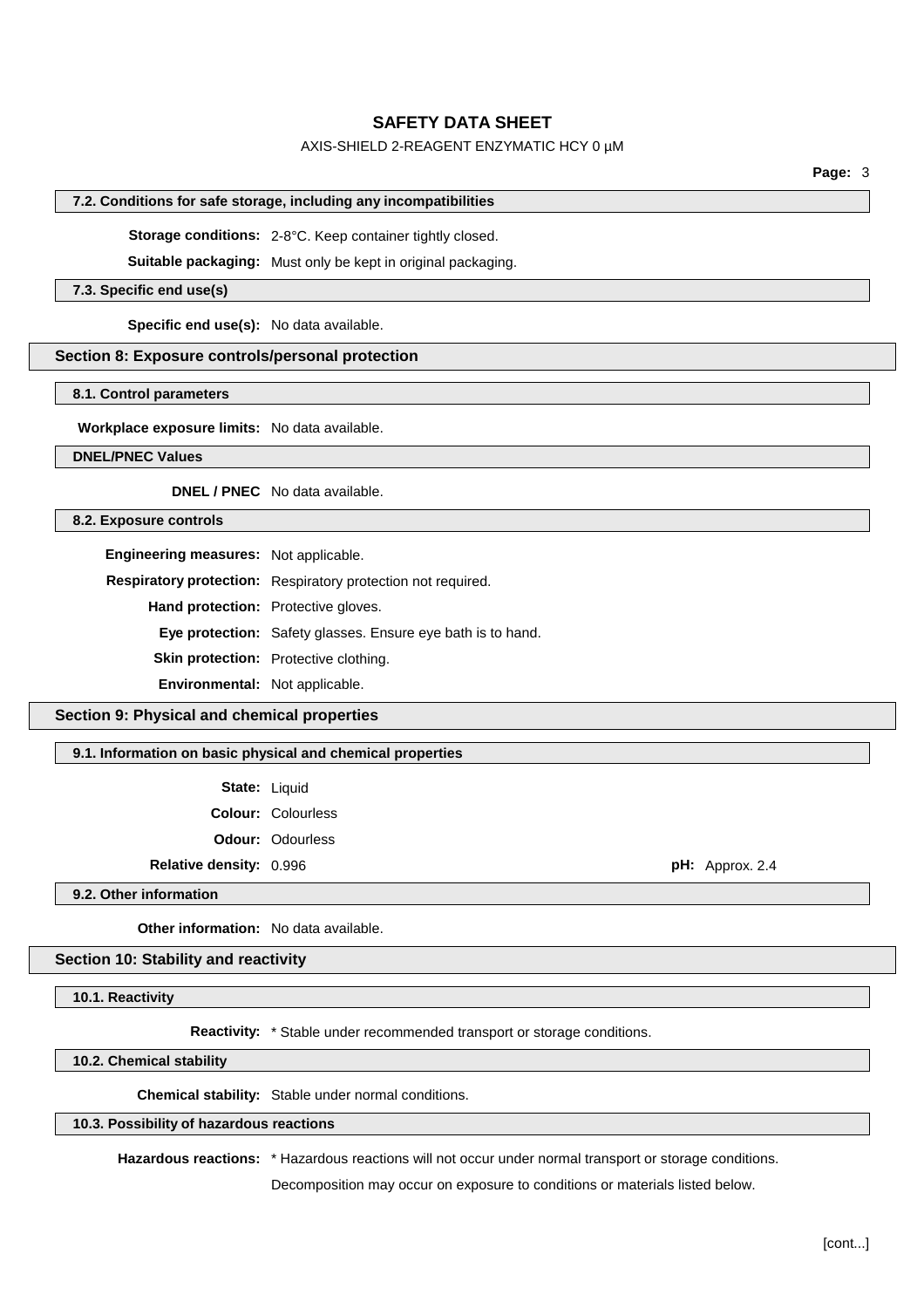#### 7.2. Conditions for safe storage, including any incompatibilities

**Storage conditions:** 2-8°C. Keep container tightly closed.

**Suitable packaging:** Must only be kept in original packaging.

#### 7.3. Specific end use(s)

**Specific end use(s):** No data available.

## Section 8: Exposure controls/personal protection

#### 8.1. Control parameters

**Workplace exposure limits:** No data available.

#### DNEL/PNEC Values

**DNEL / PNEC** No data available.

#### 8.2. Exposure controls

**Engineering measures:** Not applicable.

**Respiratory protection:** Respiratory protection not required.

**Hand protection:** Protective gloves.

**Eye protection:** Safety glasses. Ensure eye bath is to hand.

**Skin protection:** Protective clothing.

**Environmental:** Not applicable.

## Section 9: Physical and chemical properties

#### 9.1. Information on basic physical and chemical properties

**State:** Liquid

**Colour:** Colourless

**Odour:** Odourless

**Relative density:** 0.996

**pH:** Approx. 2.4

#### 9.2. Other information

**Other information:** No data available.

## Section 10: Stability and reactivity

#### 10.1. Reactivity

**Reactivity:** * Stable under recommended transport or storage conditions.

#### 10.2. Chemical stability

**Chemical stability:** Stable under normal conditions.

#### 10.3. Possibility of hazardous reactions

**Hazardous reactions:** * Hazardous reactions will not occur under normal transport or storage conditions.

Decomposition may occur on exposure to conditions or materials listed below.

[cont...]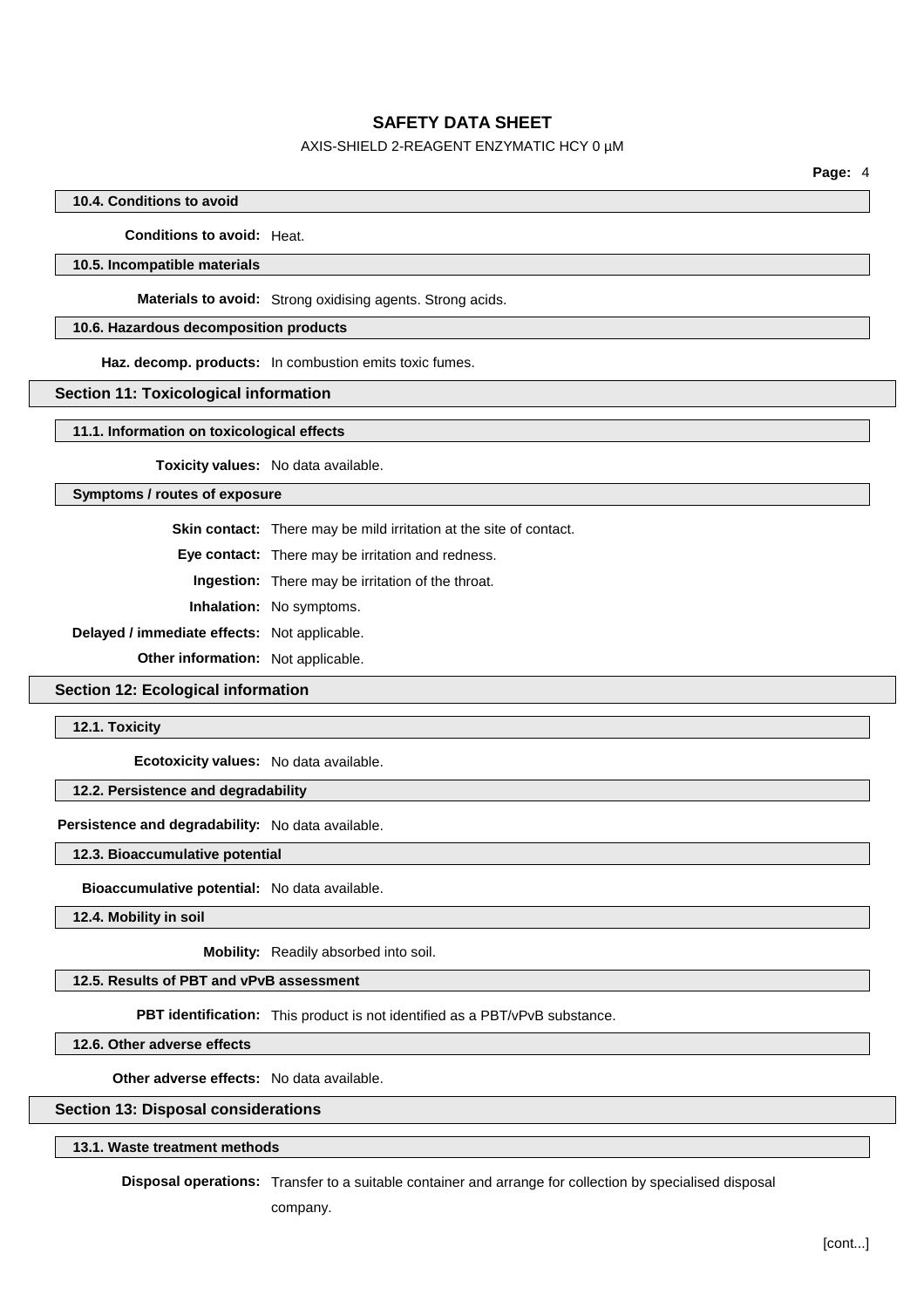#### 10.4. Conditions to avoid

**Conditions to avoid:** Heat.

#### 10.5. Incompatible materials

**Materials to avoid:** Strong oxidising agents. Strong acids.

#### 10.6. Hazardous decomposition products

**Haz. decomp. products:** In combustion emits toxic fumes.

## Section 11: Toxicological information

#### 11.1. Information on toxicological effects

**Toxicity values:** No data available.

#### Symptoms / routes of exposure

**Skin contact:** There may be mild irritation at the site of contact.

**Eye contact:** There may be irritation and redness.

**Ingestion:** There may be irritation of the throat.

**Inhalation:** No symptoms.

**Delayed / immediate effects:** Not applicable.

**Other information:** Not applicable.

## Section 12: Ecological information

#### 12.1. Toxicity

**Ecotoxicity values:** No data available.

#### 12.2. Persistence and degradability

**Persistence and degradability:** No data available.

#### 12.3. Bioaccumulative potential

**Bioaccumulative potential:** No data available.

#### 12.4. Mobility in soil

**Mobility:** Readily absorbed into soil.

#### 12.5. Results of PBT and vPvB assessment

**PBT identification:** This product is not identified as a PBT/vPvB substance.

#### 12.6. Other adverse effects

**Other adverse effects:** No data available.

## Section 13: Disposal considerations

#### 13.1. Waste treatment methods

**Disposal operations:** Transfer to a suitable container and arrange for collection by specialised disposal company.

[cont...]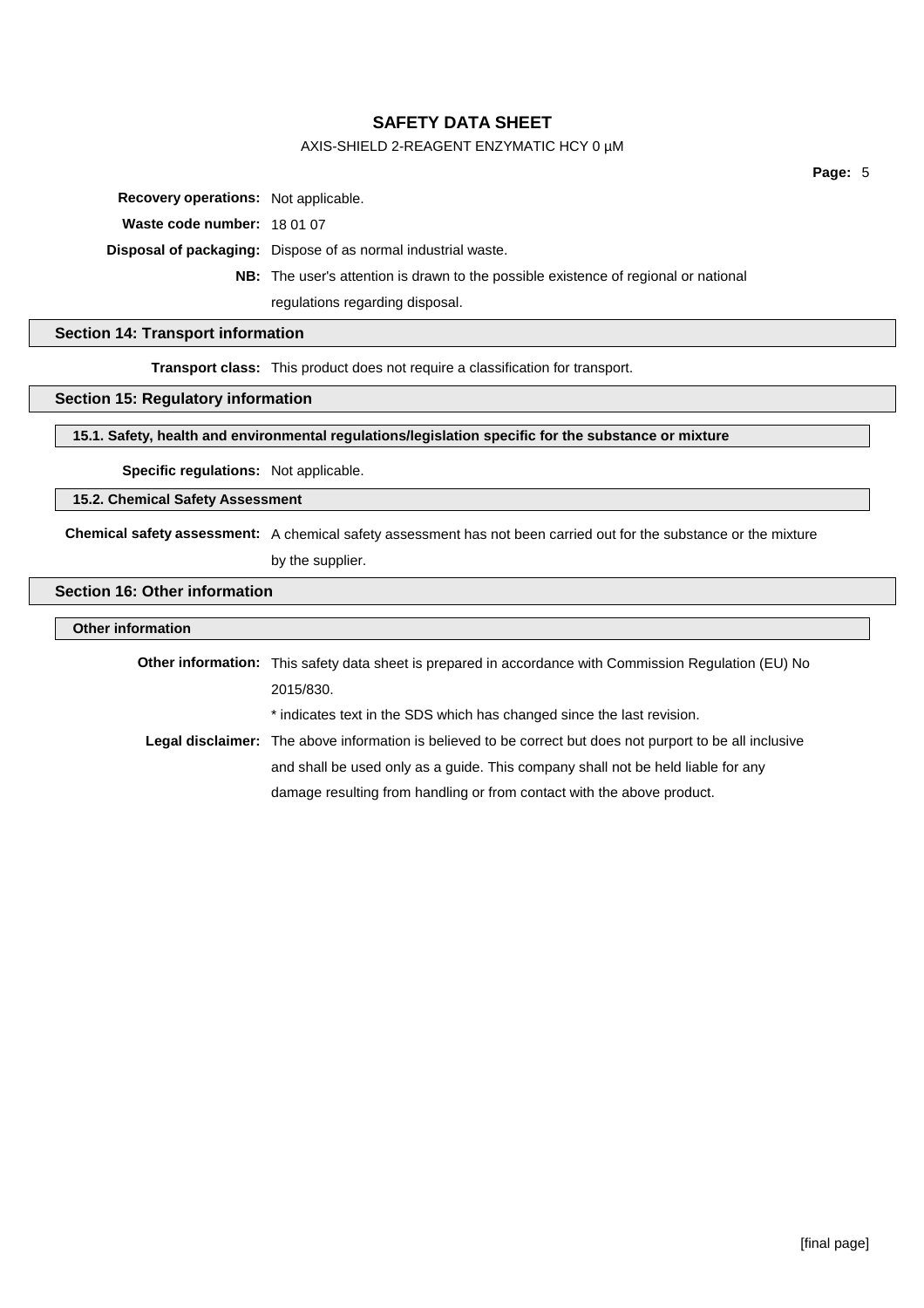**Recovery operations:** Not applicable.

**Waste code number:** 18 01 07

**Disposal of packaging:** Dispose of as normal industrial waste.

**NB:** The user's attention is drawn to the possible existence of regional or national regulations regarding disposal.

## Section 14: Transport information

**Transport class:** This product does not require a classification for transport.

## Section 15: Regulatory information

### 15.1. Safety, health and environmental regulations/legislation specific for the substance or mixture

**Specific regulations:** Not applicable.

### 15.2. Chemical Safety Assessment

**Chemical safety assessment:** A chemical safety assessment has not been carried out for the substance or the mixture by the supplier.

## Section 16: Other information

### Other information

**Other information:** This safety data sheet is prepared in accordance with Commission Regulation (EU) No 2015/830.

* indicates text in the SDS which has changed since the last revision.

**Legal disclaimer:** The above information is believed to be correct but does not purport to be all inclusive and shall be used only as a guide. This company shall not be held liable for any damage resulting from handling or from contact with the above product.

[final page]